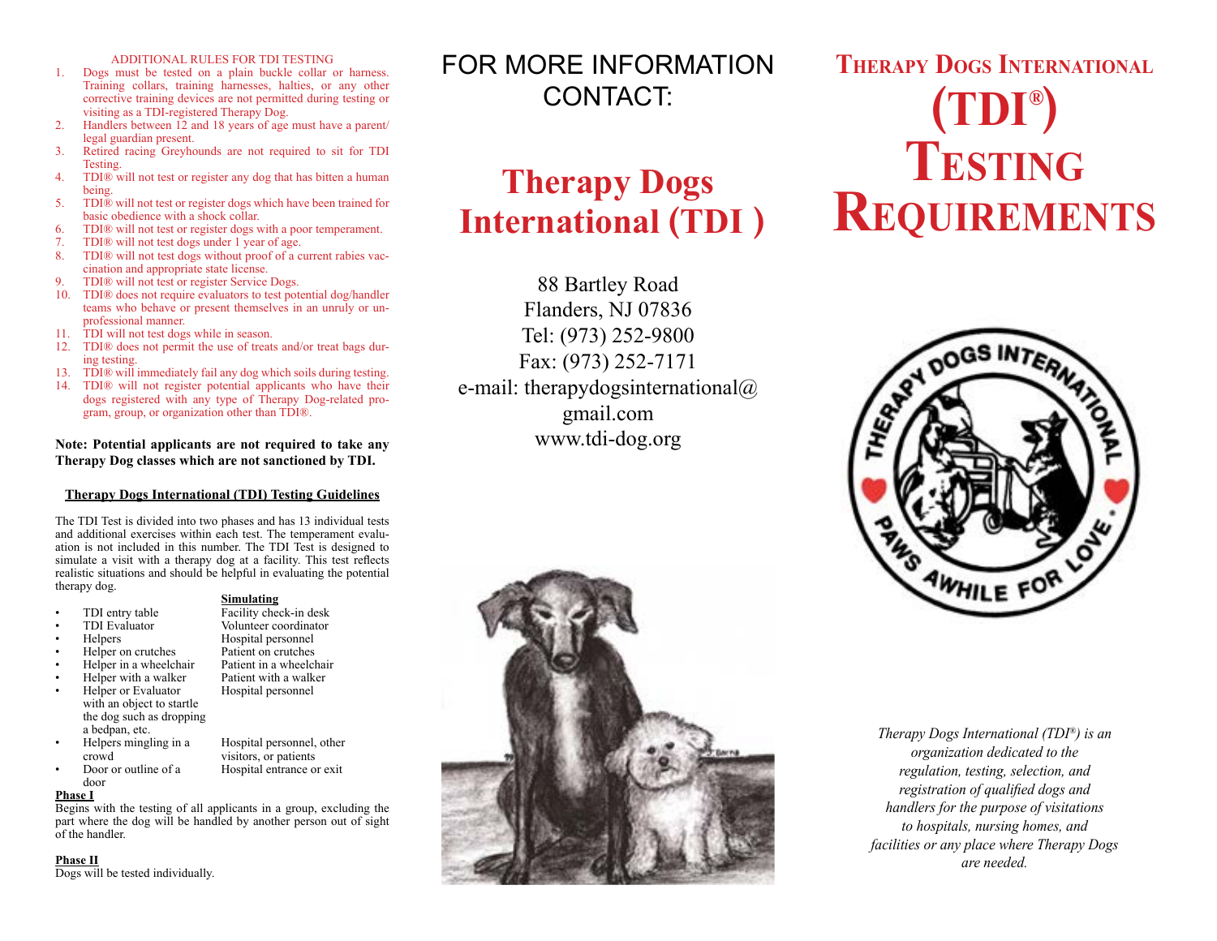ADDITIONAL RULES FOR TDI TESTING

1. Dogs must be tested on a plain buckle collar or harness. Training collars, training harnesses, halties, or any other corrective training devices are not permitted during testing or visiting as a TDI-registered Therapy Dog.
2. Handlers between 12 and 18 years of age must have a parent/legal guardian present.
3. Retired racing Greyhounds are not required to sit for TDI Testing.
4. TDI® will not test or register any dog that has bitten a human being.
5. TDI® will not test or register dogs which have been trained for basic obedience with a shock collar.
6. TDI® will not test or register dogs with a poor temperament.
7. TDI® will not test dogs under 1 year of age.
8. TDI® will not test dogs without proof of a current rabies vaccination and appropriate state license.
9. TDI® will not test or register Service Dogs.
10. TDI® does not require evaluators to test potential dog/handler teams who behave or present themselves in an unruly or unprofessional manner.
11. TDI will not test dogs while in season.
12. TDI® does not permit the use of treats and/or treat bags during testing.
13. TDI® will immediately fail any dog which soils during testing.
14. TDI® will not register potential applicants who have their dogs registered with any type of Therapy Dog-related program, group, or organization other than TDI®.

**Note: Potential applicants are not required to take any Therapy Dog classes which are not sanctioned by TDI.**

## Therapy Dogs International (TDI) Testing Guidelines

The TDI Test is divided into two phases and has 13 individual tests and additional exercises within each test. The temperament evaluation is not included in this number. The TDI Test is designed to simulate a visit with a therapy dog at a facility. This test reflects realistic situations and should be helpful in evaluating the potential therapy dog.

| | Simulating |
|---|---|
| • TDI entry table | Facility check-in desk |
| • TDI Evaluator | Volunteer coordinator |
| • Helpers | Hospital personnel |
| • Helper on crutches | Patient on crutches |
| • Helper in a wheelchair | Patient in a wheelchair |
| • Helper with a walker | Patient with a walker |
| • Helper or Evaluator with an object to startle the dog such as dropping a bedpan, etc. | Hospital personnel |
| • Helpers mingling in a crowd | Hospital personnel, other visitors, or patients |
| • Door or outline of a door | Hospital entrance or exit |

**Phase I**

Begins with the testing of all applicants in a group, excluding the part where the dog will be handled by another person out of sight of the handler.

**Phase II**

Dogs will be tested individually.

# FOR MORE INFORMATION CONTACT:

## Therapy Dogs International (TDI )

88 Bartley Road
Flanders, NJ 07836
Tel: (973) 252-9800
Fax: (973) 252-7171
e-mail: therapydogsinternational@gmail.com
www.tdi-dog.org

# Therapy Dogs International (TDI®) Testing Requirements

*Therapy Dogs International (TDI®) is an organization dedicated to the regulation, testing, selection, and registration of qualified dogs and handlers for the purpose of visitations to hospitals, nursing homes, and facilities or any place where Therapy Dogs are needed.*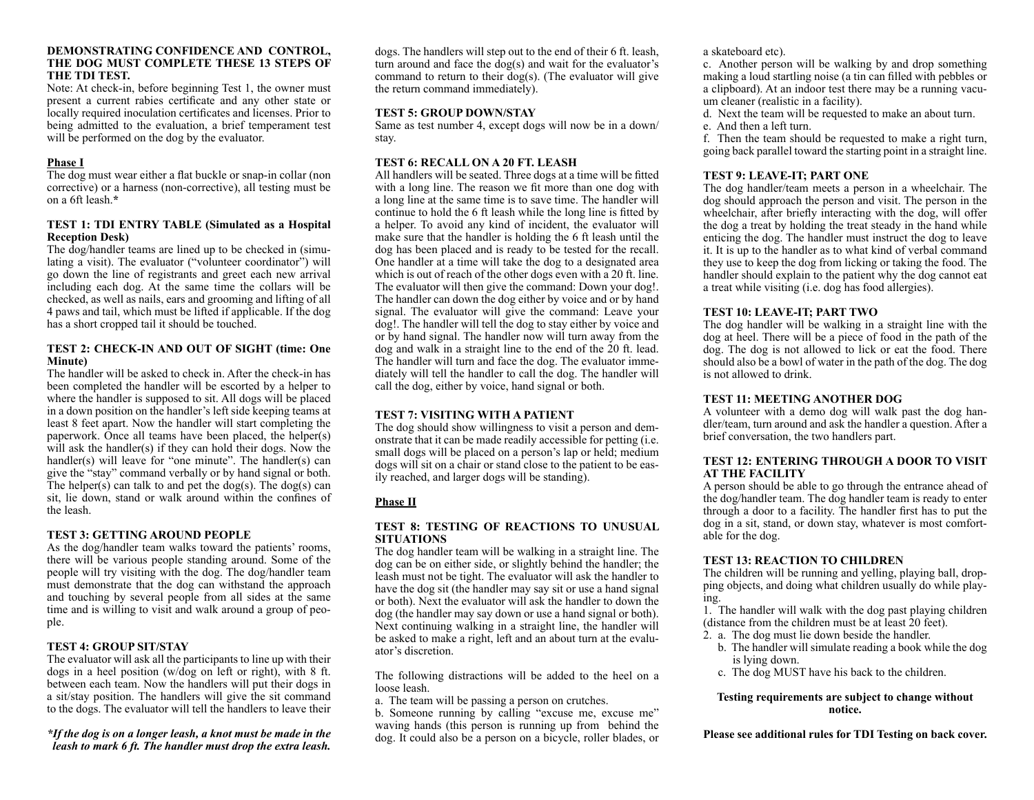**DEMONSTRATING CONFIDENCE AND CONTROL, THE DOG MUST COMPLETE THESE 13 STEPS OF THE TDI TEST.**

Note: At check-in, before beginning Test 1, the owner must present a current rabies certificate and any other state or locally required inoculation certificates and licenses. Prior to being admitted to the evaluation, a brief temperament test will be performed on the dog by the evaluator.

## Phase I

The dog must wear either a flat buckle or snap-in collar (non corrective) or a harness (non-corrective), all testing must be on a 6ft leash.*

### TEST 1: TDI ENTRY TABLE (Simulated as a Hospital Reception Desk)

The dog/handler teams are lined up to be checked in (simulating a visit). The evaluator ("volunteer coordinator") will go down the line of registrants and greet each new arrival including each dog. At the same time the collars will be checked, as well as nails, ears and grooming and lifting of all 4 paws and tail, which must be lifted if applicable. If the dog has a short cropped tail it should be touched.

### TEST 2: CHECK-IN AND OUT OF SIGHT (time: One Minute)

The handler will be asked to check in. After the check-in has been completed the handler will be escorted by a helper to where the handler is supposed to sit. All dogs will be placed in a down position on the handler's left side keeping teams at least 8 feet apart. Now the handler will start completing the paperwork. Once all teams have been placed, the helper(s) will ask the handler(s) if they can hold their dogs. Now the handler(s) will leave for "one minute". The handler(s) can give the "stay" command verbally or by hand signal or both. The helper(s) can talk to and pet the dog(s). The dog(s) can sit, lie down, stand or walk around within the confines of the leash.

### TEST 3: GETTING AROUND PEOPLE

As the dog/handler team walks toward the patients' rooms, there will be various people standing around. Some of the people will try visiting with the dog. The dog/handler team must demonstrate that the dog can withstand the approach and touching by several people from all sides at the same time and is willing to visit and walk around a group of people.

### TEST 4: GROUP SIT/STAY

The evaluator will ask all the participants to line up with their dogs in a heel position (w/dog on left or right), with 8 ft. between each team. Now the handlers will put their dogs in a sit/stay position. The handlers will give the sit command to the dogs. The evaluator will tell the handlers to leave their dogs. The handlers will step out to the end of their 6 ft. leash, turn around and face the dog(s) and wait for the evaluator's command to return to their dog(s). (The evaluator will give the return command immediately).

*\*If the dog is on a longer leash, a knot must be made in the leash to mark 6 ft. The handler must drop the extra leash.*

### TEST 5: GROUP DOWN/STAY

Same as test number 4, except dogs will now be in a down/stay.

### TEST 6: RECALL ON A 20 FT. LEASH

All handlers will be seated. Three dogs at a time will be fitted with a long line. The reason we fit more than one dog with a long line at the same time is to save time. The handler will continue to hold the 6 ft leash while the long line is fitted by a helper. To avoid any kind of incident, the evaluator will make sure that the handler is holding the 6 ft leash until the dog has been placed and is ready to be tested for the recall. One handler at a time will take the dog to a designated area which is out of reach of the other dogs even with a 20 ft. line. The evaluator will then give the command: Down your dog!. The handler can down the dog either by voice and or by hand signal. The evaluator will give the command: Leave your dog!. The handler will tell the dog to stay either by voice and or by hand signal. The handler now will turn away from the dog and walk in a straight line to the end of the 20 ft. lead. The handler will turn and face the dog. The evaluator immediately will tell the handler to call the dog. The handler will call the dog, either by voice, hand signal or both.

### TEST 7: VISITING WITH A PATIENT

The dog should show willingness to visit a person and demonstrate that it can be made readily accessible for petting (i.e. small dogs will be placed on a person's lap or held; medium dogs will sit on a chair or stand close to the patient to be easily reached, and larger dogs will be standing).

## Phase II

### TEST 8: TESTING OF REACTIONS TO UNUSUAL SITUATIONS

The dog handler team will be walking in a straight line. The dog can be on either side, or slightly behind the handler; the leash must not be tight. The evaluator will ask the handler to have the dog sit (the handler may say sit or use a hand signal or both). Next the evaluator will ask the handler to down the dog (the handler may say down or use a hand signal or both). Next continuing walking in a straight line, the handler will be asked to make a right, left and an about turn at the evaluator's discretion.

The following distractions will be added to the heel on a loose leash.

a. The team will be passing a person on crutches.

b. Someone running by calling "excuse me, excuse me" waving hands (this person is running up from behind the dog. It could also be a person on a bicycle, roller blades, or a skateboard etc).

c. Another person will be walking by and drop something making a loud startling noise (a tin can filled with pebbles or a clipboard). At an indoor test there may be a running vacuum cleaner (realistic in a facility).

d. Next the team will be requested to make an about turn.

e. And then a left turn.

f. Then the team should be requested to make a right turn, going back parallel toward the starting point in a straight line.

### TEST 9: LEAVE-IT; PART ONE

The dog handler/team meets a person in a wheelchair. The dog should approach the person and visit. The person in the wheelchair, after briefly interacting with the dog, will offer the dog a treat by holding the treat steady in the hand while enticing the dog. The handler must instruct the dog to leave it. It is up to the handler as to what kind of verbal command they use to keep the dog from licking or taking the food. The handler should explain to the patient why the dog cannot eat a treat while visiting (i.e. dog has food allergies).

### TEST 10: LEAVE-IT; PART TWO

The dog handler will be walking in a straight line with the dog at heel. There will be a piece of food in the path of the dog. The dog is not allowed to lick or eat the food. There should also be a bowl of water in the path of the dog. The dog is not allowed to drink.

### TEST 11: MEETING ANOTHER DOG

A volunteer with a demo dog will walk past the dog handler/team, turn around and ask the handler a question. After a brief conversation, the two handlers part.

### TEST 12: ENTERING THROUGH A DOOR TO VISIT AT THE FACILITY

A person should be able to go through the entrance ahead of the dog/handler team. The dog handler team is ready to enter through a door to a facility. The handler first has to put the dog in a sit, stand, or down stay, whatever is most comfortable for the dog.

### TEST 13: REACTION TO CHILDREN

The children will be running and yelling, playing ball, dropping objects, and doing what children usually do while playing.

1. The handler will walk with the dog past playing children (distance from the children must be at least 20 feet).
2. a. The dog must lie down beside the handler.
   b. The handler will simulate reading a book while the dog is lying down.
   c. The dog MUST have his back to the children.

**Testing requirements are subject to change without notice.**

**Please see additional rules for TDI Testing on back cover.**